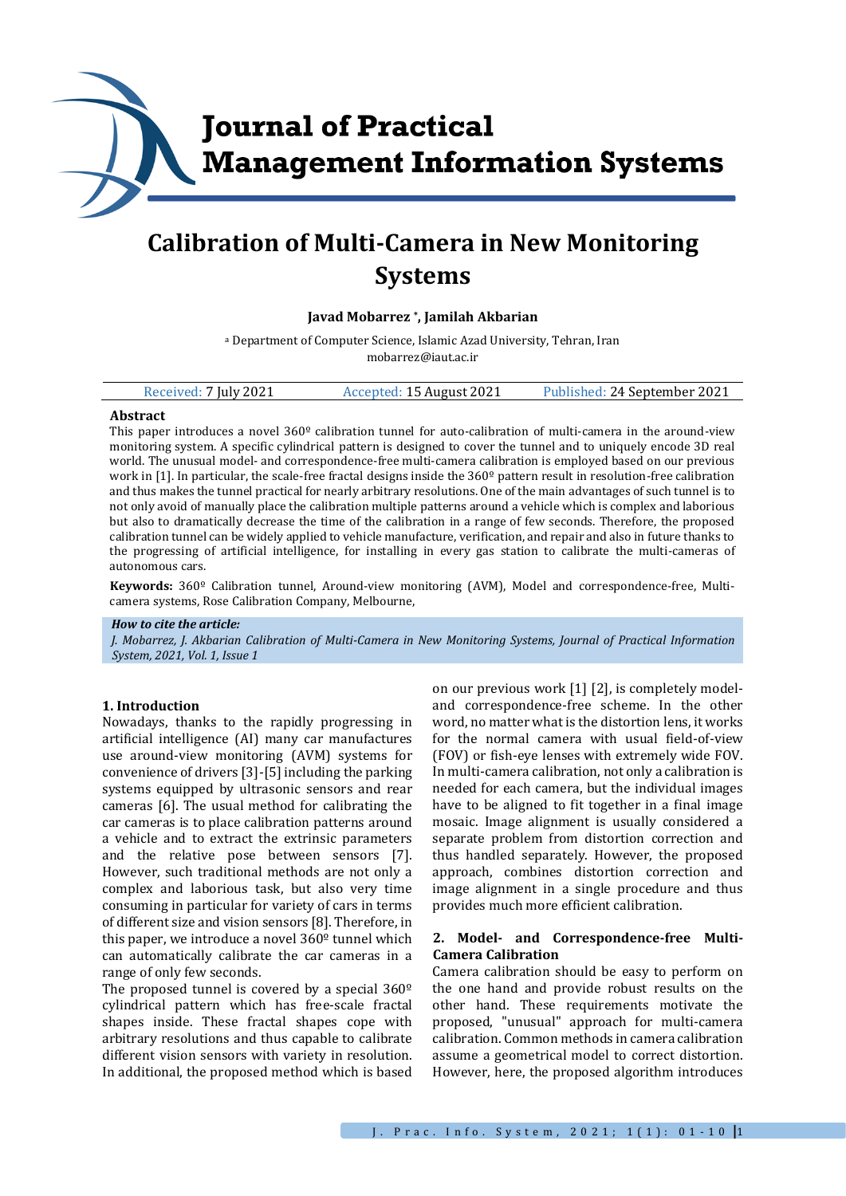# Journal of Practical Management Information Systems

# Calibration of Multi-Camera in New Monitoring Systems

**Javad Mobarrez [\*], Jamilah Akbarian**

[a] Department of Computer Science, Islamic Azad University, Tehran, Iran
mobarrez@iaut.ac.ir

Received: 7 July 2021 | Accepted: 15 August 2021 | Published: 24 September 2021

### Abstract

This paper introduces a novel 360º calibration tunnel for auto-calibration of multi-camera in the around-view monitoring system. A specific cylindrical pattern is designed to cover the tunnel and to uniquely encode 3D real world. The unusual model- and correspondence-free multi-camera calibration is employed based on our previous work in [1]. In particular, the scale-free fractal designs inside the 360º pattern result in resolution-free calibration and thus makes the tunnel practical for nearly arbitrary resolutions. One of the main advantages of such tunnel is to not only avoid of manually place the calibration multiple patterns around a vehicle which is complex and laborious but also to dramatically decrease the time of the calibration in a range of few seconds. Therefore, the proposed calibration tunnel can be widely applied to vehicle manufacture, verification, and repair and also in future thanks to the progressing of artificial intelligence, for installing in every gas station to calibrate the multi-cameras of autonomous cars.

**Keywords:** 360º Calibration tunnel, Around-view monitoring (AVM), Model and correspondence-free, Multi-camera systems, Rose Calibration Company, Melbourne,

***How to cite the article:***
*J. Mobarrez, J. Akbarian Calibration of Multi-Camera in New Monitoring Systems, Journal of Practical Information System, 2021, Vol. 1, Issue 1*

### 1. Introduction

Nowadays, thanks to the rapidly progressing in artificial intelligence (AI) many car manufactures use around-view monitoring (AVM) systems for convenience of drivers [3]-[5] including the parking systems equipped by ultrasonic sensors and rear cameras [6]. The usual method for calibrating the car cameras is to place calibration patterns around a vehicle and to extract the extrinsic parameters and the relative pose between sensors [7]. However, such traditional methods are not only a complex and laborious task, but also very time consuming in particular for variety of cars in terms of different size and vision sensors [8]. Therefore, in this paper, we introduce a novel 360º tunnel which can automatically calibrate the car cameras in a range of only few seconds.

The proposed tunnel is covered by a special 360º cylindrical pattern which has free-scale fractal shapes inside. These fractal shapes cope with arbitrary resolutions and thus capable to calibrate different vision sensors with variety in resolution. In additional, the proposed method which is based on our previous work [1] [2], is completely model- and correspondence-free scheme. In the other word, no matter what is the distortion lens, it works for the normal camera with usual field-of-view (FOV) or fish-eye lenses with extremely wide FOV. In multi-camera calibration, not only a calibration is needed for each camera, but the individual images have to be aligned to fit together in a final image mosaic. Image alignment is usually considered a separate problem from distortion correction and thus handled separately. However, the proposed approach, combines distortion correction and image alignment in a single procedure and thus provides much more efficient calibration.

### 2. Model- and Correspondence-free Multi-Camera Calibration

Camera calibration should be easy to perform on the one hand and provide robust results on the other hand. These requirements motivate the proposed, "unusual" approach for multi-camera calibration. Common methods in camera calibration assume a geometrical model to correct distortion. However, here, the proposed algorithm introduces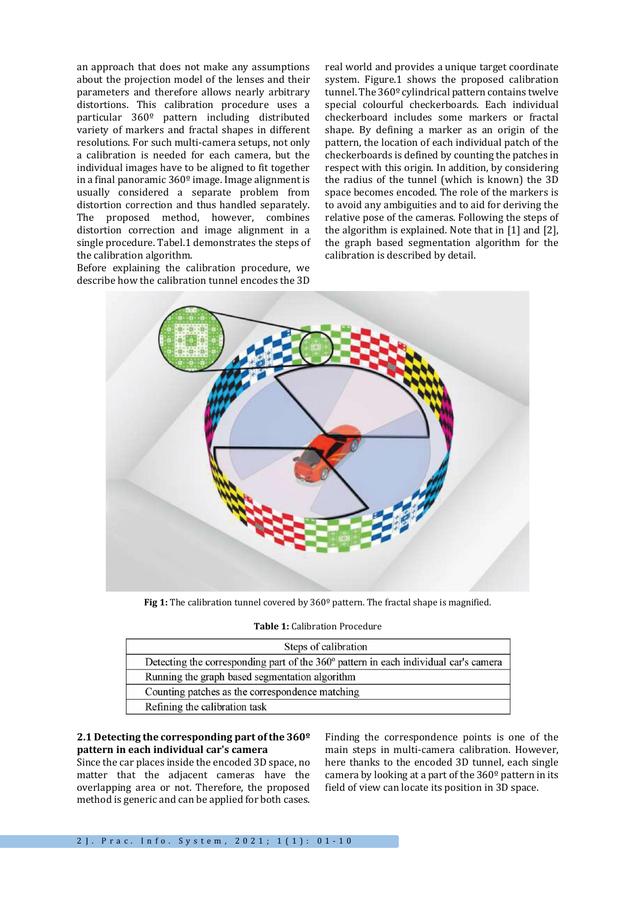an approach that does not make any assumptions about the projection model of the lenses and their parameters and therefore allows nearly arbitrary distortions. This calibration procedure uses a particular 360º pattern including distributed variety of markers and fractal shapes in different resolutions. For such multi-camera setups, not only a calibration is needed for each camera, but the individual images have to be aligned to fit together in a final panoramic 360º image. Image alignment is usually considered a separate problem from distortion correction and thus handled separately. The proposed method, however, combines distortion correction and image alignment in a single procedure. Tabel.1 demonstrates the steps of the calibration algorithm.

Before explaining the calibration procedure, we describe how the calibration tunnel encodes the 3D real world and provides a unique target coordinate system. Figure.1 shows the proposed calibration tunnel. The 360º cylindrical pattern contains twelve special colourful checkerboards. Each individual checkerboard includes some markers or fractal shape. By defining a marker as an origin of the pattern, the location of each individual patch of the checkerboards is defined by counting the patches in respect with this origin. In addition, by considering the radius of the tunnel (which is known) the 3D space becomes encoded. The role of the markers is to avoid any ambiguities and to aid for deriving the relative pose of the cameras. Following the steps of the algorithm is explained. Note that in [1] and [2], the graph based segmentation algorithm for the calibration is described by detail.

**Fig 1:** The calibration tunnel covered by 360º pattern. The fractal shape is magnified.

**Table 1:** Calibration Procedure

| Steps of calibration |
|---|
| Detecting the corresponding part of the 360º pattern in each individual car's camera |
| Running the graph based segmentation algorithm |
| Counting patches as the correspondence matching |
| Refining the calibration task |

### 2.1 Detecting the corresponding part of the 360º pattern in each individual car's camera

Since the car places inside the encoded 3D space, no matter that the adjacent cameras have the overlapping area or not. Therefore, the proposed method is generic and can be applied for both cases.

Finding the correspondence points is one of the main steps in multi-camera calibration. However, here thanks to the encoded 3D tunnel, each single camera by looking at a part of the 360º pattern in its field of view can locate its position in 3D space.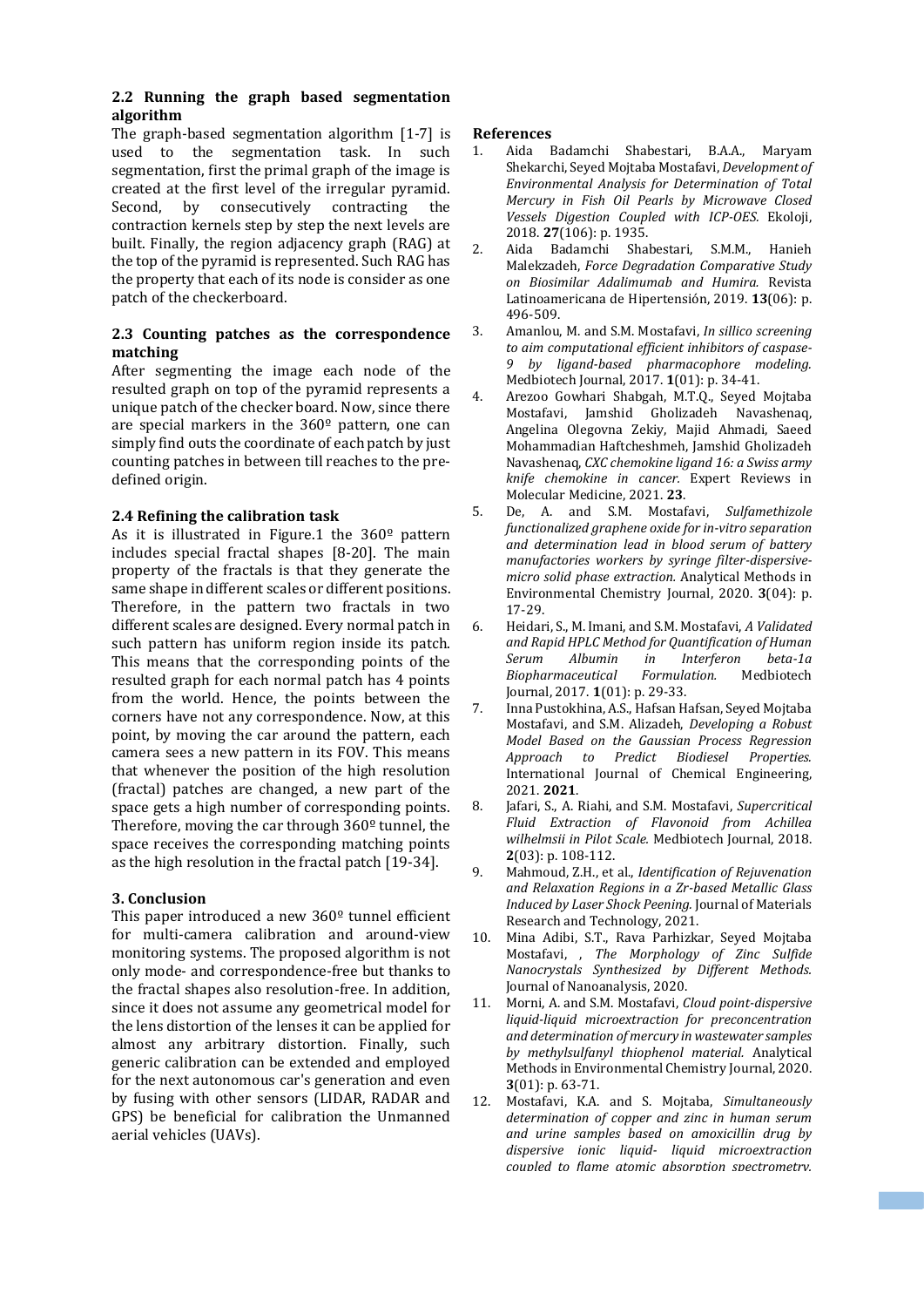### 2.2 Running the graph based segmentation algorithm

The graph-based segmentation algorithm [1-7] is used to the segmentation task. In such segmentation, first the primal graph of the image is created at the first level of the irregular pyramid. Second, by consecutively contracting the contraction kernels step by step the next levels are built. Finally, the region adjacency graph (RAG) at the top of the pyramid is represented. Such RAG has the property that each of its node is consider as one patch of the checkerboard.

### 2.3 Counting patches as the correspondence matching

After segmenting the image each node of the resulted graph on top of the pyramid represents a unique patch of the checker board. Now, since there are special markers in the 360º pattern, one can simply find outs the coordinate of each patch by just counting patches in between till reaches to the pre-defined origin.

### 2.4 Refining the calibration task

As it is illustrated in Figure.1 the 360º pattern includes special fractal shapes [8-20]. The main property of the fractals is that they generate the same shape in different scales or different positions. Therefore, in the pattern two fractals in two different scales are designed. Every normal patch in such pattern has uniform region inside its patch. This means that the corresponding points of the resulted graph for each normal patch has 4 points from the world. Hence, the points between the corners have not any correspondence. Now, at this point, by moving the car around the pattern, each camera sees a new pattern in its FOV. This means that whenever the position of the high resolution (fractal) patches are changed, a new part of the space gets a high number of corresponding points. Therefore, moving the car through 360º tunnel, the space receives the corresponding matching points as the high resolution in the fractal patch [19-34].

## 3. Conclusion

This paper introduced a new 360º tunnel efficient for multi-camera calibration and around-view monitoring systems. The proposed algorithm is not only mode- and correspondence-free but thanks to the fractal shapes also resolution-free. In addition, since it does not assume any geometrical model for the lens distortion of the lenses it can be applied for almost any arbitrary distortion. Finally, such generic calibration can be extended and employed for the next autonomous car's generation and even by fusing with other sensors (LIDAR, RADAR and GPS) be beneficial for calibration the Unmanned aerial vehicles (UAVs).

## References

1. Aida Badamchi Shabestari, B.A.A., Maryam Shekarchi, Seyed Mojtaba Mostafavi, *Development of Environmental Analysis for Determination of Total Mercury in Fish Oil Pearls by Microwave Closed Vessels Digestion Coupled with ICP-OES.* Ekoloji, 2018. **27**(106): p. 1935.
2. Aida Badamchi Shabestari, S.M.M., Hanieh Malekzadeh, *Force Degradation Comparative Study on Biosimilar Adalimumab and Humira.* Revista Latinoamericana de Hipertensión, 2019. **13**(06): p. 496-509.
3. Amanlou, M. and S.M. Mostafavi, *In sillico screening to aim computational efficient inhibitors of caspase-9 by ligand-based pharmacophore modeling.* Medbiotech Journal, 2017. **1**(01): p. 34-41.
4. Arezoo Gowhari Shabgah, M.T.Q., Seyed Mojtaba Mostafavi, Jamshid Gholizadeh Navashenaq, Angelina Olegovna Zekiy, Majid Ahmadi, Saeed Mohammadian Haftcheshmeh, Jamshid Gholizadeh Navashenaq, *CXC chemokine ligand 16: a Swiss army knife chemokine in cancer.* Expert Reviews in Molecular Medicine, 2021. **23**.
5. De, A. and S.M. Mostafavi, *Sulfamethizole functionalized graphene oxide for in-vitro separation and determination lead in blood serum of battery manufactories workers by syringe filter-dispersive-micro solid phase extraction.* Analytical Methods in Environmental Chemistry Journal, 2020. **3**(04): p. 17-29.
6. Heidari, S., M. Imani, and S.M. Mostafavi, *A Validated and Rapid HPLC Method for Quantification of Human Serum Albumin in Interferon beta-1a Biopharmaceutical Formulation.* Medbiotech Journal, 2017. **1**(01): p. 29-33.
7. Inna Pustokhina, A.S., Hafsan Hafsan, Seyed Mojtaba Mostafavi, and S.M. Alizadeh, *Developing a Robust Model Based on the Gaussian Process Regression Approach to Predict Biodiesel Properties.* International Journal of Chemical Engineering, 2021. **2021**.
8. Jafari, S., A. Riahi, and S.M. Mostafavi, *Supercritical Fluid Extraction of Flavonoid from Achillea wilhelmsii in Pilot Scale.* Medbiotech Journal, 2018. **2**(03): p. 108-112.
9. Mahmoud, Z.H., et al., *Identification of Rejuvenation and Relaxation Regions in a Zr-based Metallic Glass Induced by Laser Shock Peening.* Journal of Materials Research and Technology, 2021.
10. Mina Adibi, S.T., Rava Parhizkar, Seyed Mojtaba Mostafavi, , *The Morphology of Zinc Sulfide Nanocrystals Synthesized by Different Methods.* Journal of Nanoanalysis, 2020.
11. Morni, A. and S.M. Mostafavi, *Cloud point-dispersive liquid-liquid microextraction for preconcentration and determination of mercury in wastewater samples by methylsulfanyl thiophenol material.* Analytical Methods in Environmental Chemistry Journal, 2020. **3**(01): p. 63-71.
12. Mostafavi, K.A. and S. Mojtaba, *Simultaneously determination of copper and zinc in human serum and urine samples based on amoxicillin drug by dispersive ionic liquid- liquid microextraction coupled to flame atomic absorption spectrometry.*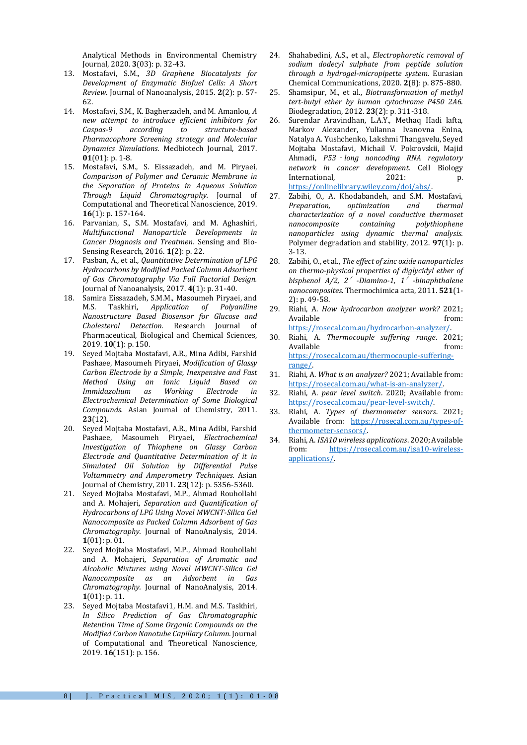Analytical Methods in Environmental Chemistry Journal, 2020. **3**(03): p. 32-43.

13. Mostafavi, S.M., *3D Graphene Biocatalysts for Development of Enzymatic Biofuel Cells: A Short Review.* Journal of Nanoanalysis, 2015. **2**(2): p. 57-62.
14. Mostafavi, S.M., K. Bagherzadeh, and M. Amanlou, *A new attempt to introduce efficient inhibitors for Caspas-9 according to structure-based Pharmacophore Screening strategy and Molecular Dynamics Simulations.* Medbiotech Journal, 2017. **01**(01): p. 1-8.
15. Mostafavi, S.M., S. Eissazadeh, and M. Piryaei, *Comparison of Polymer and Ceramic Membrane in the Separation of Proteins in Aqueous Solution Through Liquid Chromatography.* Journal of Computational and Theoretical Nanoscience, 2019. **16**(1): p. 157-164.
16. Parvanian, S., S.M. Mostafavi, and M. Aghashiri, *Multifunctional Nanoparticle Developments in Cancer Diagnosis and Treatmen.* Sensing and Bio-Sensing Research, 2016. **1**(2): p. 22.
17. Pasban, A., et al., *Quantitative Determination of LPG Hydrocarbons by Modified Packed Column Adsorbent of Gas Chromatography Via Full Factorial Design.* Journal of Nanoanalysis, 2017. **4**(1): p. 31-40.
18. Samira Eissazadeh, S.M.M., Masoumeh Piryaei, and M.S. Taskhiri, *Application of Polyaniline Nanostructure Based Biosensor for Glucose and Cholesterol Detection.* Research Journal of Pharmaceutical, Biological and Chemical Sciences, 2019. **10**(1): p. 150.
19. Seyed Mojtaba Mostafavi, A.R., Mina Adibi, Farshid Pashaee, Masoumeh Piryaei, *Modification of Glassy Carbon Electrode by a Simple, Inexpensive and Fast Method Using an Ionic Liquid Based on Immidazolium as Working Electrode in Electrochemical Determination of Some Biological Compounds.* Asian Journal of Chemistry, 2011. **23**(12).
20. Seyed Mojtaba Mostafavi, A.R., Mina Adibi, Farshid Pashaee, Masoumeh Piryaei, *Electrochemical Investigation of Thiophene on Glassy Carbon Electrode and Quantitative Determination of it in Simulated Oil Solution by Differential Pulse Voltammetry and Amperometry Techniques.* Asian Journal of Chemistry, 2011. **23**(12): p. 5356-5360.
21. Seyed Mojtaba Mostafavi, M.P., Ahmad Rouhollahi and A. Mohajeri, *Separation and Quantification of Hydrocarbons of LPG Using Novel MWCNT-Silica Gel Nanocomposite as Packed Column Adsorbent of Gas Chromatography.* Journal of NanoAnalysis, 2014. **1**(01): p. 01.
22. Seyed Mojtaba Mostafavi, M.P., Ahmad Rouhollahi and A. Mohajeri, *Separation of Aromatic and Alcoholic Mixtures using Novel MWCNT-Silica Gel Nanocomposite as an Adsorbent in Gas Chromatography.* Journal of NanoAnalysis, 2014. **1**(01): p. 11.
23. Seyed Mojtaba Mostafavi1, H.M. and M.S. Taskhiri, *In Silico Prediction of Gas Chromatographic Retention Time of Some Organic Compounds on the Modified Carbon Nanotube Capillary Column.* Journal of Computational and Theoretical Nanoscience, 2019. **16**(151): p. 156.
24. Shahabedini, A.S., et al., *Electrophoretic removal of sodium dodecyl sulphate from peptide solution through a hydrogel-micropipette system.* Eurasian Chemical Communications, 2020. **2**(8): p. 875-880.
25. Shamsipur, M., et al., *Biotransformation of methyl tert-butyl ether by human cytochrome P450 2A6.* Biodegradation, 2012. **23**(2): p. 311-318.
26. Surendar Aravindhan, L.A.Y., Methaq Hadi lafta, Markov Alexander, Yulianna Ivanovna Enina, Natalya A. Yushchenko, Lakshmi Thangavelu, Seyed Mojtaba Mostafavi, Michail V. Pokrovskii, Majid Ahmadi, *P53 long noncoding RNA regulatory network in cancer development.* Cell Biology International, 2021: p. https://onlinelibrary.wiley.com/doi/abs/.
27. Zabihi, O., A. Khodabandeh, and S.M. Mostafavi, *Preparation, optimization and thermal characterization of a novel conductive thermoset nanocomposite containing polythiophene nanoparticles using dynamic thermal analysis.* Polymer degradation and stability, 2012. **97**(1): p. 3-13.
28. Zabihi, O., et al., *The effect of zinc oxide nanoparticles on thermo-physical properties of diglycidyl ether of bisphenol A/2, 2′-Diamino-1, 1′-binaphthalene nanocomposites.* Thermochimica acta, 2011. **521**(1-2): p. 49-58.
29. Riahi, A. *How hydrocarbon analyzer work?* 2021; Available from: https://rosecal.com.au/hydrocarbon-analyzer/.
30. Riahi, A. *Thermocouple suffering range*. 2021; Available from: https://rosecal.com.au/thermocouple-suffering-range/.
31. Riahi, A. *What is an analyzer?* 2021; Available from: https://rosecal.com.au/what-is-an-analyzer/.
32. Riahi, A. *pear level switch*. 2020; Available from: https://rosecal.com.au/pear-level-switch/.
33. Riahi, A. *Types of thermometer sensors*. 2021; Available from: https://rosecal.com.au/types-of-thermometer-sensors/.
34. Riahi, A. *ISA10 wireless applications*. 2020; Available from: https://rosecal.com.au/isa10-wireless-applications/.